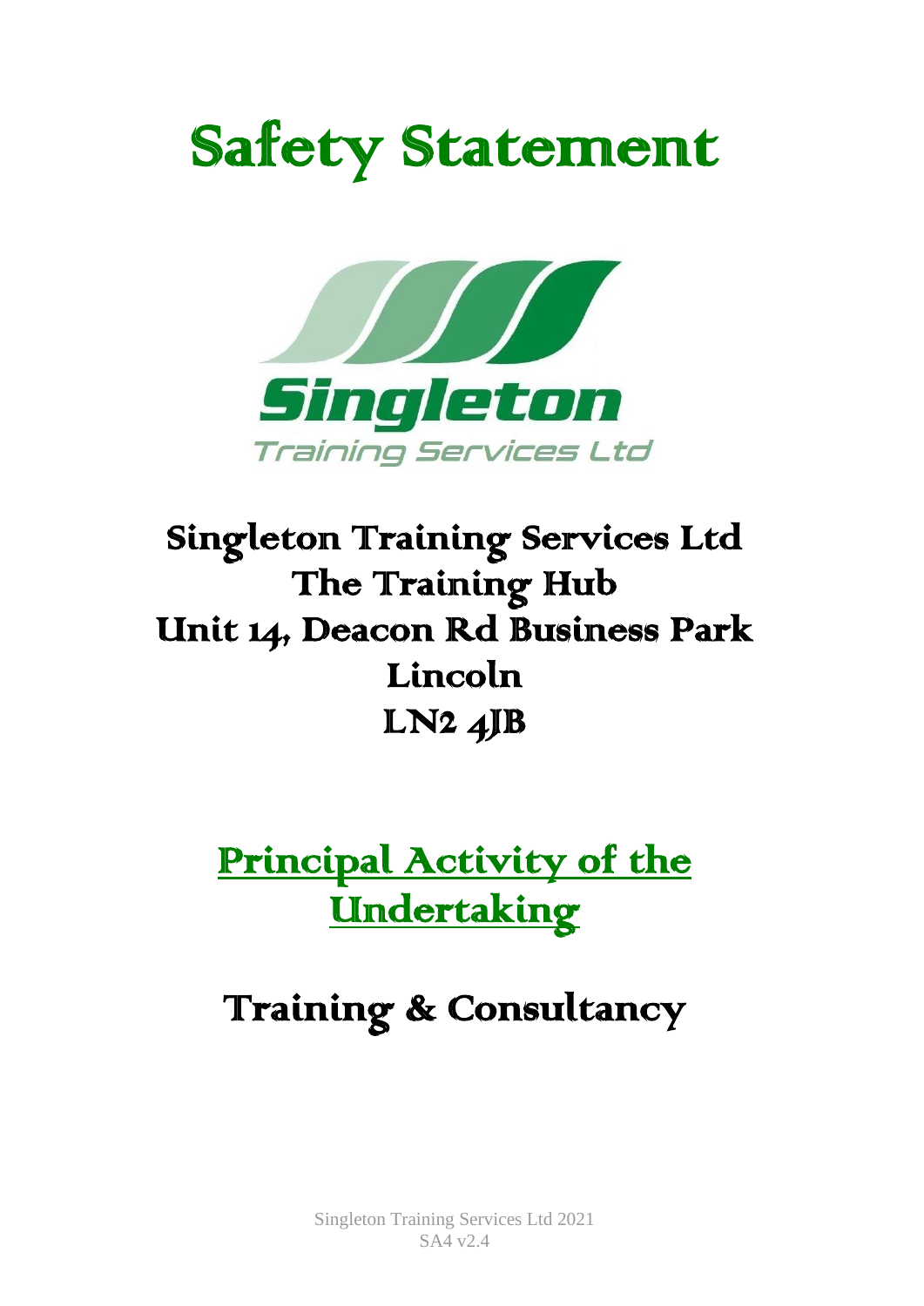# Safety Statement

Singleton
Training Services Ltd

## Singleton Training Services Ltd
## The Training Hub
## Unit 14, Deacon Rd Business Park
## Lincoln
## LN2 4JB

## Principal Activity of the Undertaking

## Training & Consultancy

Singleton Training Services Ltd 2021
SA4 v2.4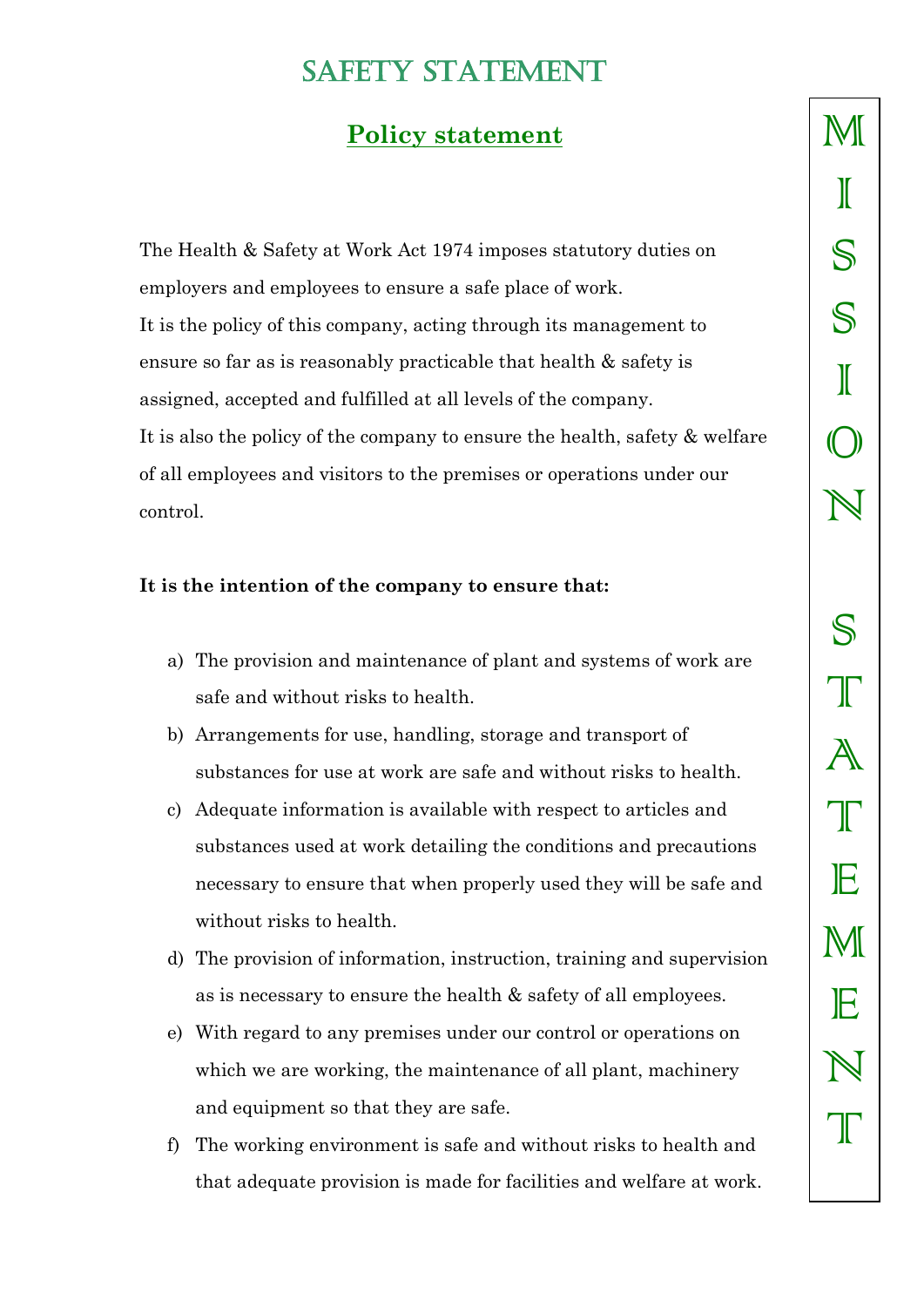# SAFETY STATEMENT

## Policy statement

The Health & Safety at Work Act 1974 imposes statutory duties on employers and employees to ensure a safe place of work.
It is the policy of this company, acting through its management to ensure so far as is reasonably practicable that health & safety is assigned, accepted and fulfilled at all levels of the company.
It is also the policy of the company to ensure the health, safety & welfare of all employees and visitors to the premises or operations under our control.

**It is the intention of the company to ensure that:**

a) The provision and maintenance of plant and systems of work are safe and without risks to health.
b) Arrangements for use, handling, storage and transport of substances for use at work are safe and without risks to health.
c) Adequate information is available with respect to articles and substances used at work detailing the conditions and precautions necessary to ensure that when properly used they will be safe and without risks to health.
d) The provision of information, instruction, training and supervision as is necessary to ensure the health & safety of all employees.
e) With regard to any premises under our control or operations on which we are working, the maintenance of all plant, machinery and equipment so that they are safe.
f) The working environment is safe and without risks to health and that adequate provision is made for facilities and welfare at work.

MISSION STATEMENT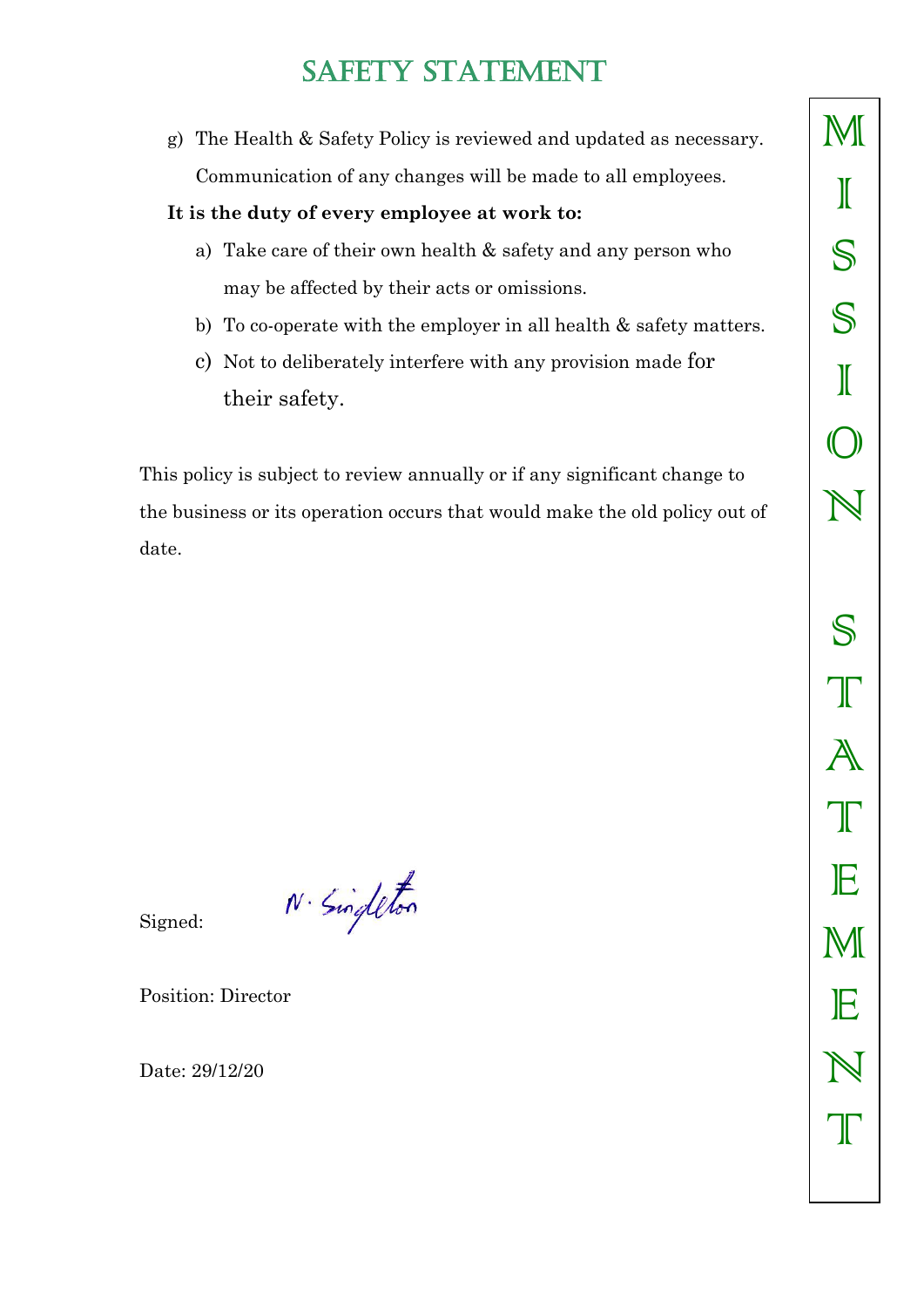# SAFETY STATEMENT

g) The Health & Safety Policy is reviewed and updated as necessary. Communication of any changes will be made to all employees.

**It is the duty of every employee at work to:**

a) Take care of their own health & safety and any person who may be affected by their acts or omissions.

b) To co-operate with the employer in all health & safety matters.

c) Not to deliberately interfere with any provision made for their safety.

This policy is subject to review annually or if any significant change to the business or its operation occurs that would make the old policy out of date.

Signed: N. Singleton

Position: Director

Date: 29/12/20

MISSION STATEMENT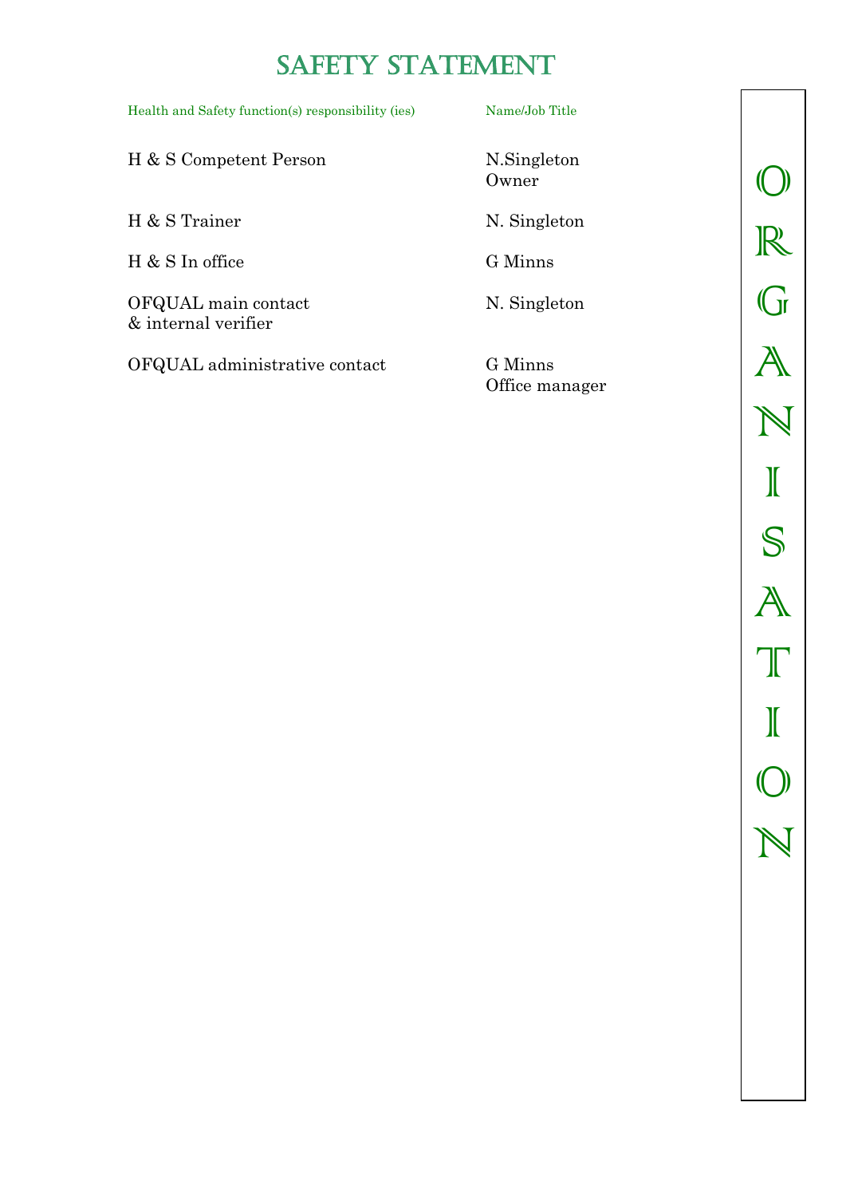# SAFETY STATEMENT

| Health and Safety function(s) responsibility (ies) | Name/Job Title |
|---|---|
| H & S Competent Person | N.Singleton<br>Owner |
| H & S Trainer | N. Singleton |
| H & S In office | G Minns |
| OFQUAL main contact & internal verifier | N. Singleton |
| OFQUAL administrative contact | G Minns<br>Office manager |

ORGANISATION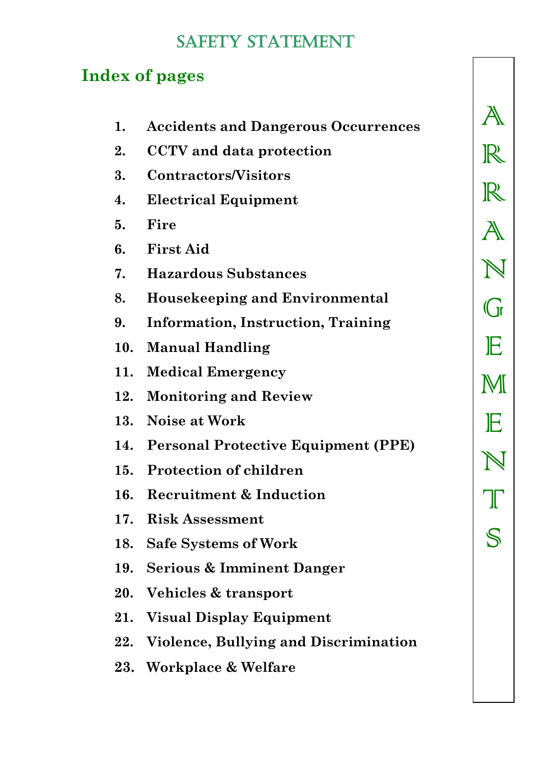# SAFETY STATEMENT

## Index of pages

1. **Accidents and Dangerous Occurrences**
2. **CCTV and data protection**
3. **Contractors/Visitors**
4. **Electrical Equipment**
5. **Fire**
6. **First Aid**
7. **Hazardous Substances**
8. **Housekeeping and Environmental**
9. **Information, Instruction, Training**
10. **Manual Handling**
11. **Medical Emergency**
12. **Monitoring and Review**
13. **Noise at Work**
14. **Personal Protective Equipment (PPE)**
15. **Protection of children**
16. **Recruitment & Induction**
17. **Risk Assessment**
18. **Safe Systems of Work**
19. **Serious & Imminent Danger**
20. **Vehicles & transport**
21. **Visual Display Equipment**
22. **Violence, Bullying and Discrimination**
23. **Workplace & Welfare**

ARRANGEMENTS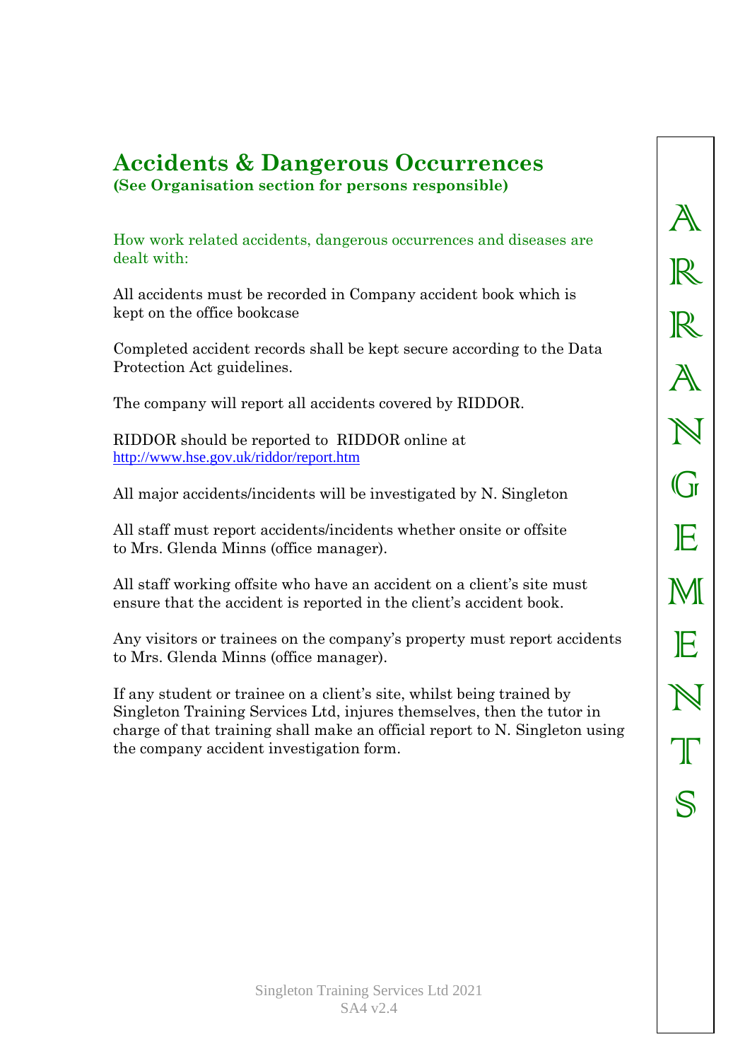## Accidents & Dangerous Occurrences

**(See Organisation section for persons responsible)**

How work related accidents, dangerous occurrences and diseases are dealt with:

All accidents must be recorded in Company accident book which is kept on the office bookcase

Completed accident records shall be kept secure according to the Data Protection Act guidelines.

The company will report all accidents covered by RIDDOR.

RIDDOR should be reported to RIDDOR online at http://www.hse.gov.uk/riddor/report.htm

All major accidents/incidents will be investigated by N. Singleton

All staff must report accidents/incidents whether onsite or offsite to Mrs. Glenda Minns (office manager).

All staff working offsite who have an accident on a client's site must ensure that the accident is reported in the client's accident book.

Any visitors or trainees on the company's property must report accidents to Mrs. Glenda Minns (office manager).

If any student or trainee on a client's site, whilst being trained by Singleton Training Services Ltd, injures themselves, then the tutor in charge of that training shall make an official report to N. Singleton using the company accident investigation form.

ARRANGEMENTS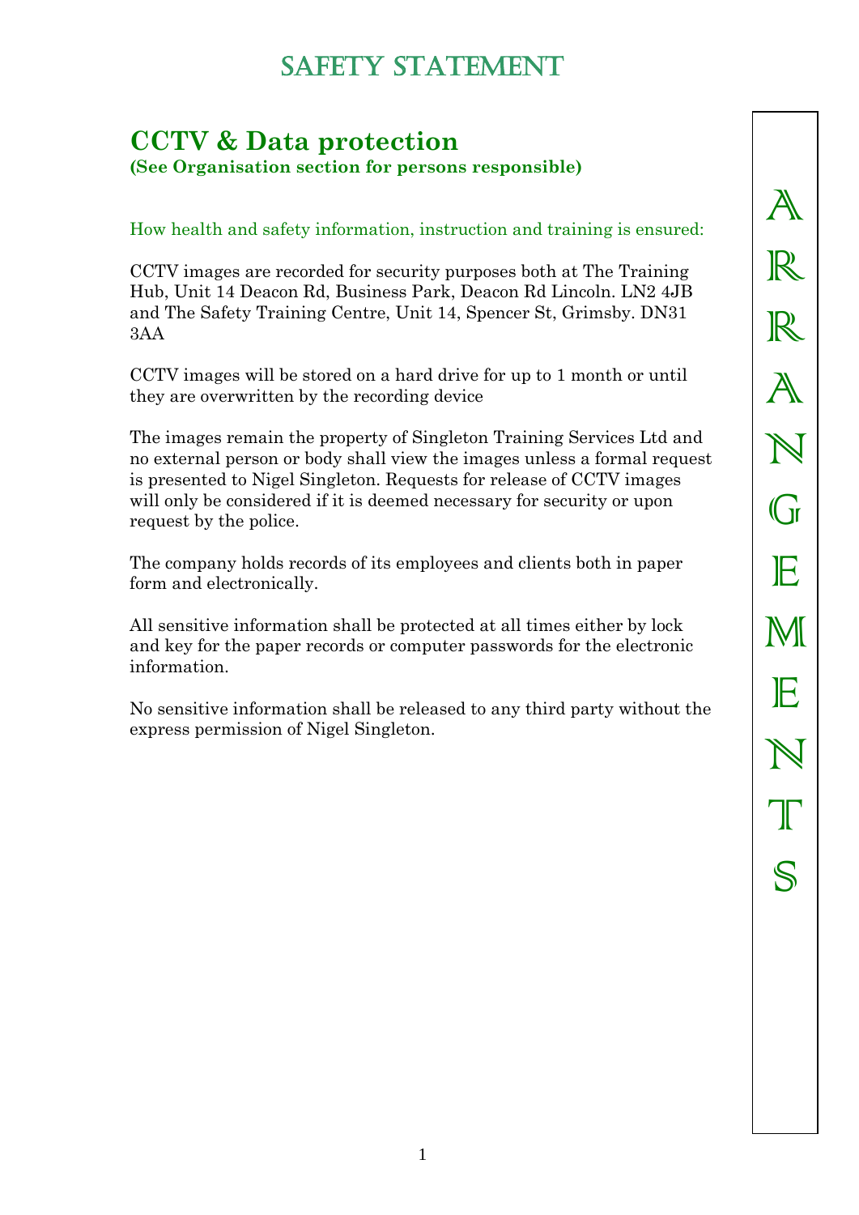## CCTV & Data protection

**(See Organisation section for persons responsible)**

How health and safety information, instruction and training is ensured:

CCTV images are recorded for security purposes both at The Training Hub, Unit 14 Deacon Rd, Business Park, Deacon Rd Lincoln. LN2 4JB and The Safety Training Centre, Unit 14, Spencer St, Grimsby. DN31 3AA

CCTV images will be stored on a hard drive for up to 1 month or until they are overwritten by the recording device

The images remain the property of Singleton Training Services Ltd and no external person or body shall view the images unless a formal request is presented to Nigel Singleton. Requests for release of CCTV images will only be considered if it is deemed necessary for security or upon request by the police.

The company holds records of its employees and clients both in paper form and electronically.

All sensitive information shall be protected at all times either by lock and key for the paper records or computer passwords for the electronic information.

No sensitive information shall be released to any third party without the express permission of Nigel Singleton.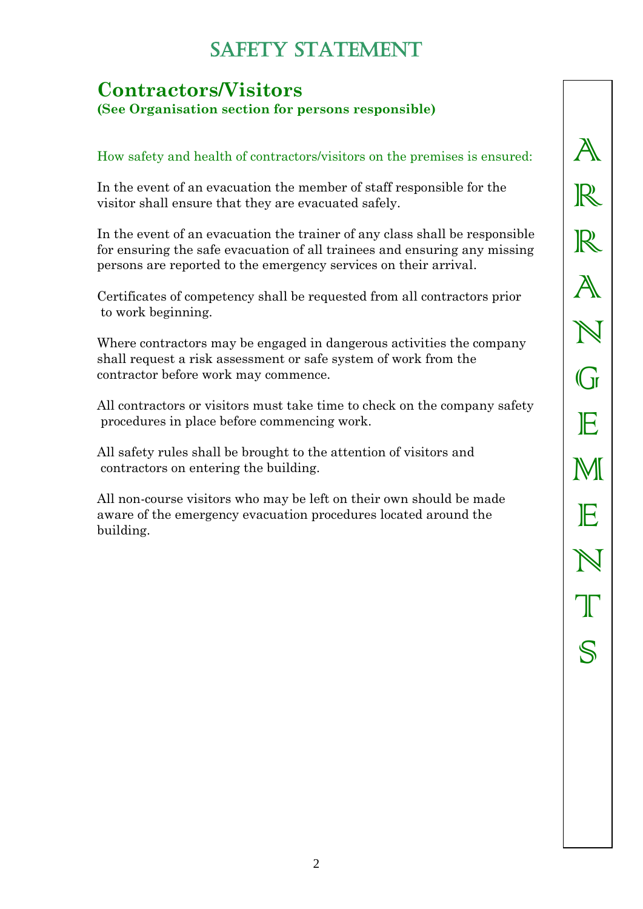# SAFETY STATEMENT

## Contractors/Visitors

**(See Organisation section for persons responsible)**

How safety and health of contractors/visitors on the premises is ensured:

In the event of an evacuation the member of staff responsible for the visitor shall ensure that they are evacuated safely.

In the event of an evacuation the trainer of any class shall be responsible for ensuring the safe evacuation of all trainees and ensuring any missing persons are reported to the emergency services on their arrival.

Certificates of competency shall be requested from all contractors prior to work beginning.

Where contractors may be engaged in dangerous activities the company shall request a risk assessment or safe system of work from the contractor before work may commence.

All contractors or visitors must take time to check on the company safety procedures in place before commencing work.

All safety rules shall be brought to the attention of visitors and contractors on entering the building.

All non-course visitors who may be left on their own should be made aware of the emergency evacuation procedures located around the building.

ARRANGEMENTS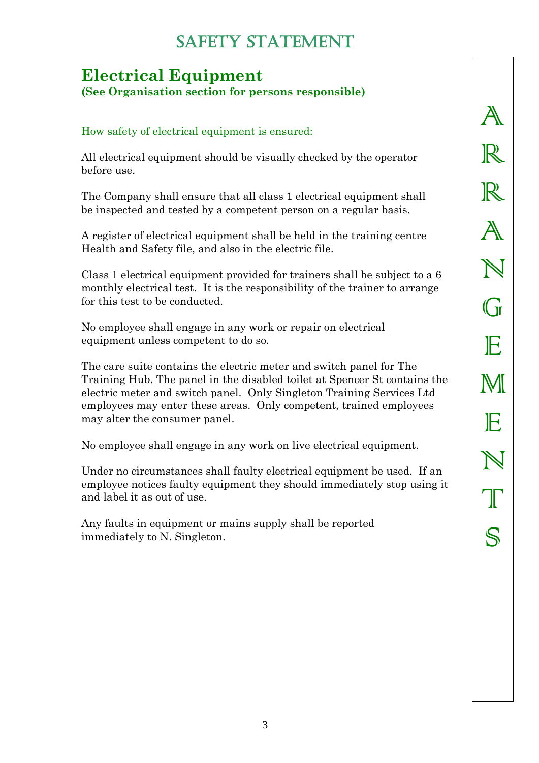## Electrical Equipment

**(See Organisation section for persons responsible)**

How safety of electrical equipment is ensured:

All electrical equipment should be visually checked by the operator before use.

The Company shall ensure that all class 1 electrical equipment shall be inspected and tested by a competent person on a regular basis.

A register of electrical equipment shall be held in the training centre Health and Safety file, and also in the electric file.

Class 1 electrical equipment provided for trainers shall be subject to a 6 monthly electrical test. It is the responsibility of the trainer to arrange for this test to be conducted.

No employee shall engage in any work or repair on electrical equipment unless competent to do so.

The care suite contains the electric meter and switch panel for The Training Hub. The panel in the disabled toilet at Spencer St contains the electric meter and switch panel. Only Singleton Training Services Ltd employees may enter these areas. Only competent, trained employees may alter the consumer panel.

No employee shall engage in any work on live electrical equipment.

Under no circumstances shall faulty electrical equipment be used. If an employee notices faulty equipment they should immediately stop using it and label it as out of use.

Any faults in equipment or mains supply shall be reported immediately to N. Singleton.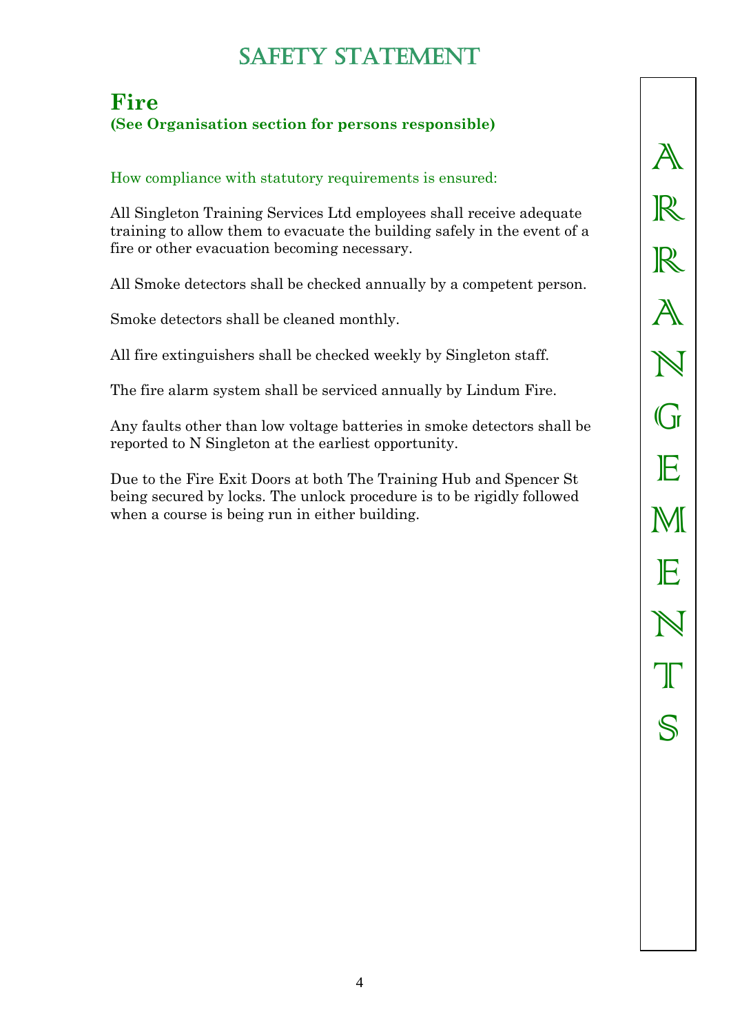# SAFETY STATEMENT

## Fire

**(See Organisation section for persons responsible)**

How compliance with statutory requirements is ensured:

All Singleton Training Services Ltd employees shall receive adequate training to allow them to evacuate the building safely in the event of a fire or other evacuation becoming necessary.

All Smoke detectors shall be checked annually by a competent person.

Smoke detectors shall be cleaned monthly.

All fire extinguishers shall be checked weekly by Singleton staff.

The fire alarm system shall be serviced annually by Lindum Fire.

Any faults other than low voltage batteries in smoke detectors shall be reported to N Singleton at the earliest opportunity.

Due to the Fire Exit Doors at both The Training Hub and Spencer St being secured by locks. The unlock procedure is to be rigidly followed when a course is being run in either building.

ARRANGEMENTS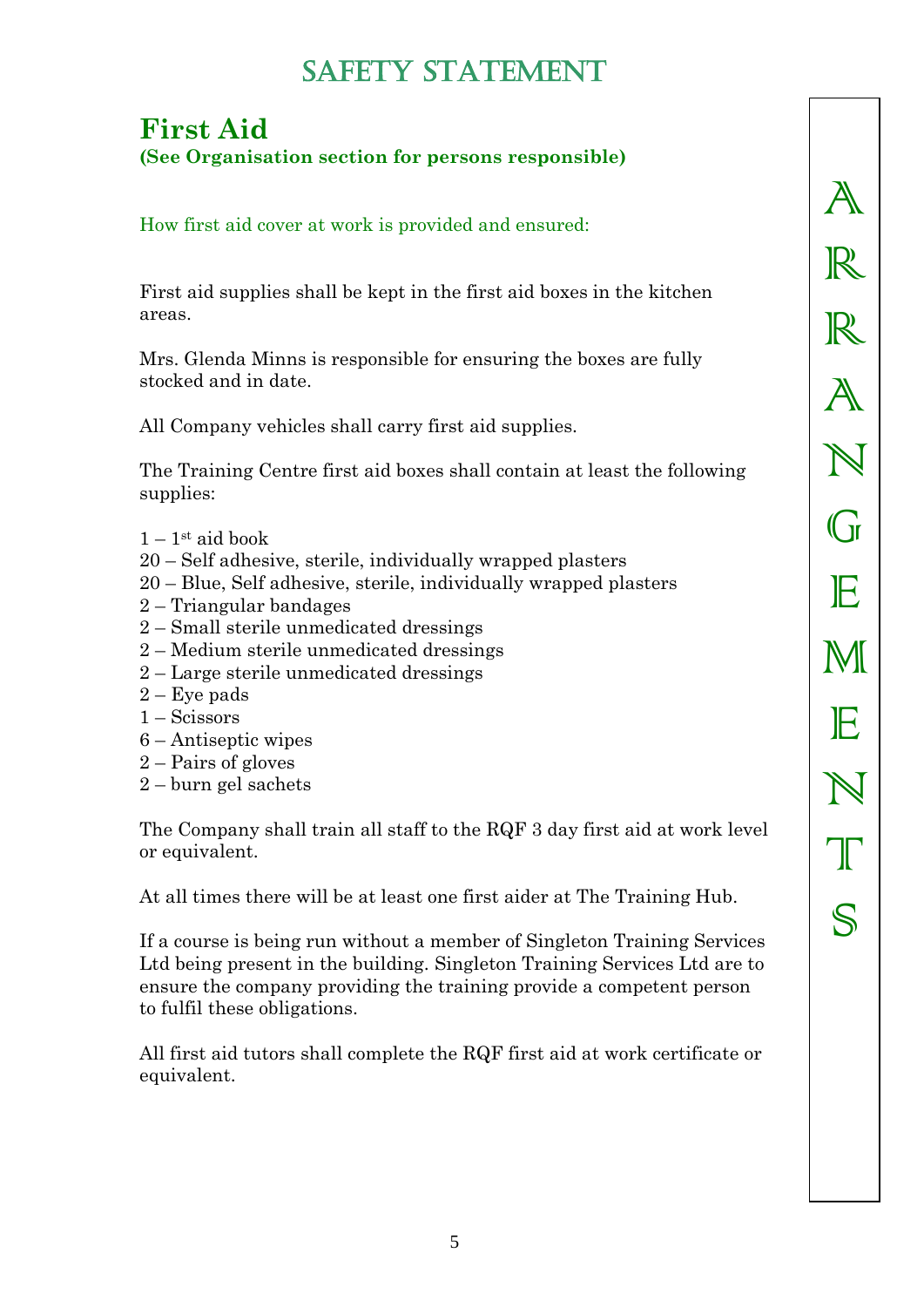# Safety Statement

## First Aid

**(See Organisation section for persons responsible)**

How first aid cover at work is provided and ensured:

First aid supplies shall be kept in the first aid boxes in the kitchen areas.

Mrs. Glenda Minns is responsible for ensuring the boxes are fully stocked and in date.

All Company vehicles shall carry first aid supplies.

The Training Centre first aid boxes shall contain at least the following supplies:

1 – 1st aid book
20 – Self adhesive, sterile, individually wrapped plasters
20 – Blue, Self adhesive, sterile, individually wrapped plasters
2 – Triangular bandages
2 – Small sterile unmedicated dressings
2 – Medium sterile unmedicated dressings
2 – Large sterile unmedicated dressings
2 – Eye pads
1 – Scissors
6 – Antiseptic wipes
2 – Pairs of gloves
2 – burn gel sachets

The Company shall train all staff to the RQF 3 day first aid at work level or equivalent.

At all times there will be at least one first aider at The Training Hub.

If a course is being run without a member of Singleton Training Services Ltd being present in the building. Singleton Training Services Ltd are to ensure the company providing the training provide a competent person to fulfil these obligations.

All first aid tutors shall complete the RQF first aid at work certificate or equivalent.

ARRANGEMENTS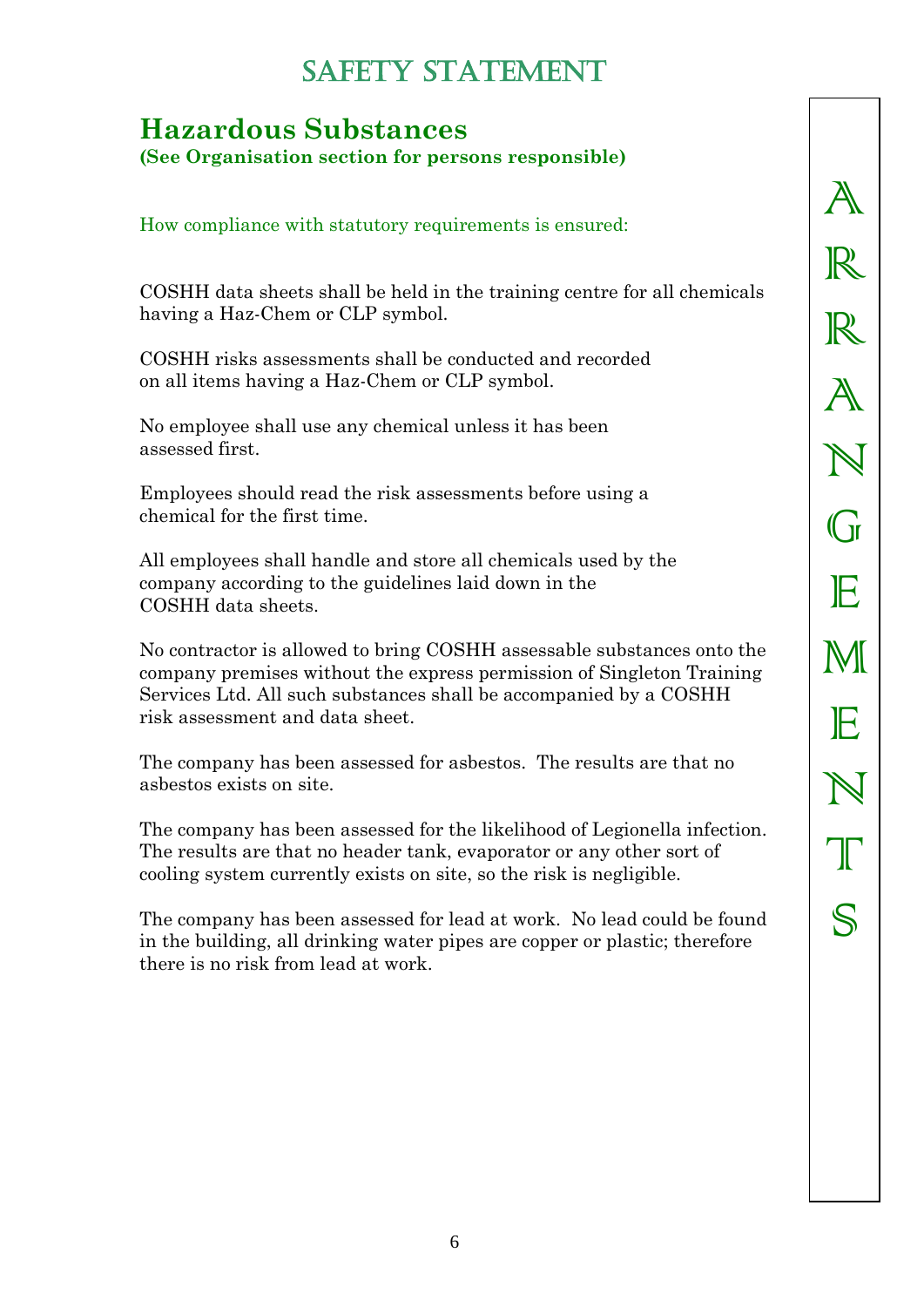# SAFETY STATEMENT

## Hazardous Substances

**(See Organisation section for persons responsible)**

How compliance with statutory requirements is ensured:

COSHH data sheets shall be held in the training centre for all chemicals having a Haz-Chem or CLP symbol.

COSHH risks assessments shall be conducted and recorded on all items having a Haz-Chem or CLP symbol.

No employee shall use any chemical unless it has been assessed first.

Employees should read the risk assessments before using a chemical for the first time.

All employees shall handle and store all chemicals used by the company according to the guidelines laid down in the COSHH data sheets.

No contractor is allowed to bring COSHH assessable substances onto the company premises without the express permission of Singleton Training Services Ltd. All such substances shall be accompanied by a COSHH risk assessment and data sheet.

The company has been assessed for asbestos. The results are that no asbestos exists on site.

The company has been assessed for the likelihood of Legionella infection. The results are that no header tank, evaporator or any other sort of cooling system currently exists on site, so the risk is negligible.

The company has been assessed for lead at work. No lead could be found in the building, all drinking water pipes are copper or plastic; therefore there is no risk from lead at work.

ARRANGEMENTS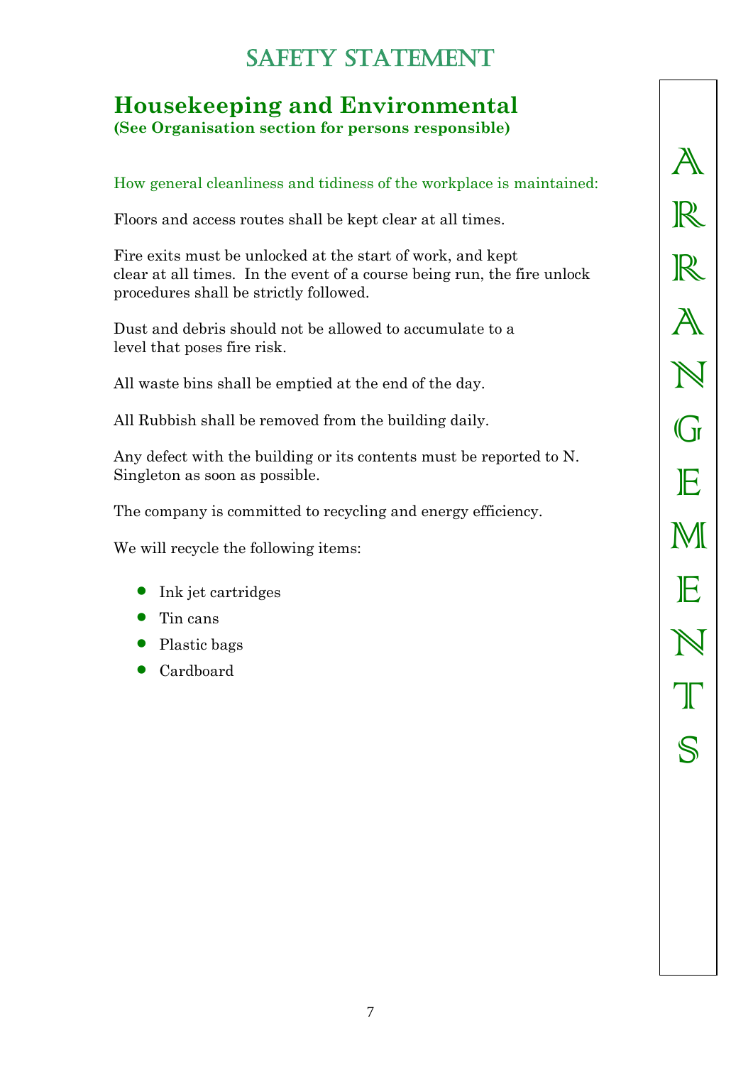## Housekeeping and Environmental

**(See Organisation section for persons responsible)**

How general cleanliness and tidiness of the workplace is maintained:

Floors and access routes shall be kept clear at all times.

Fire exits must be unlocked at the start of work, and kept clear at all times. In the event of a course being run, the fire unlock procedures shall be strictly followed.

Dust and debris should not be allowed to accumulate to a level that poses fire risk.

All waste bins shall be emptied at the end of the day.

All Rubbish shall be removed from the building daily.

Any defect with the building or its contents must be reported to N. Singleton as soon as possible.

The company is committed to recycling and energy efficiency.

We will recycle the following items:

- Ink jet cartridges
- Tin cans
- Plastic bags
- Cardboard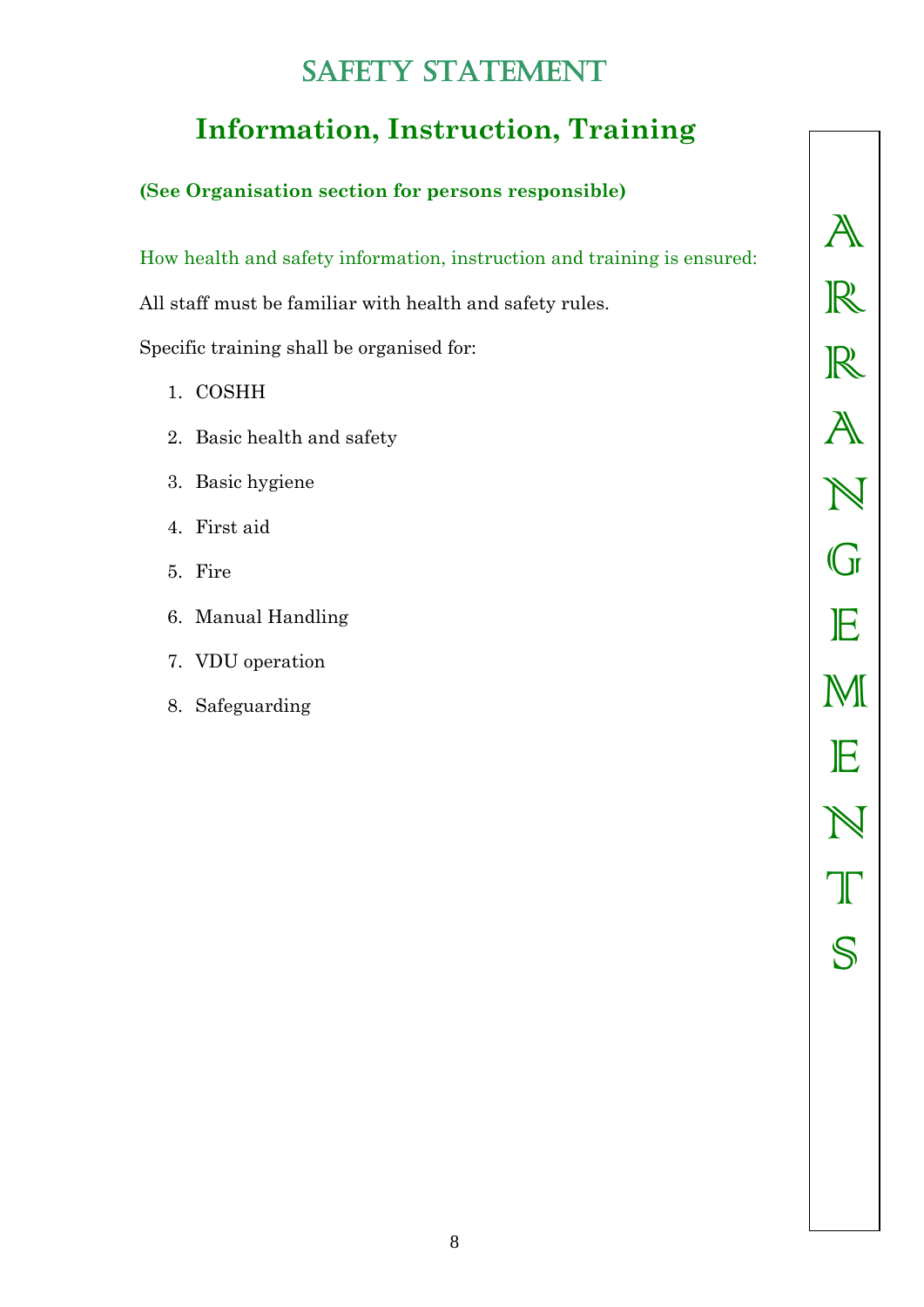# SAFETY STATEMENT

## Information, Instruction, Training

**(See Organisation section for persons responsible)**

How health and safety information, instruction and training is ensured:

All staff must be familiar with health and safety rules.

Specific training shall be organised for:

1. COSHH
2. Basic health and safety
3. Basic hygiene
4. First aid
5. Fire
6. Manual Handling
7. VDU operation
8. Safeguarding

ARRANGEMENTS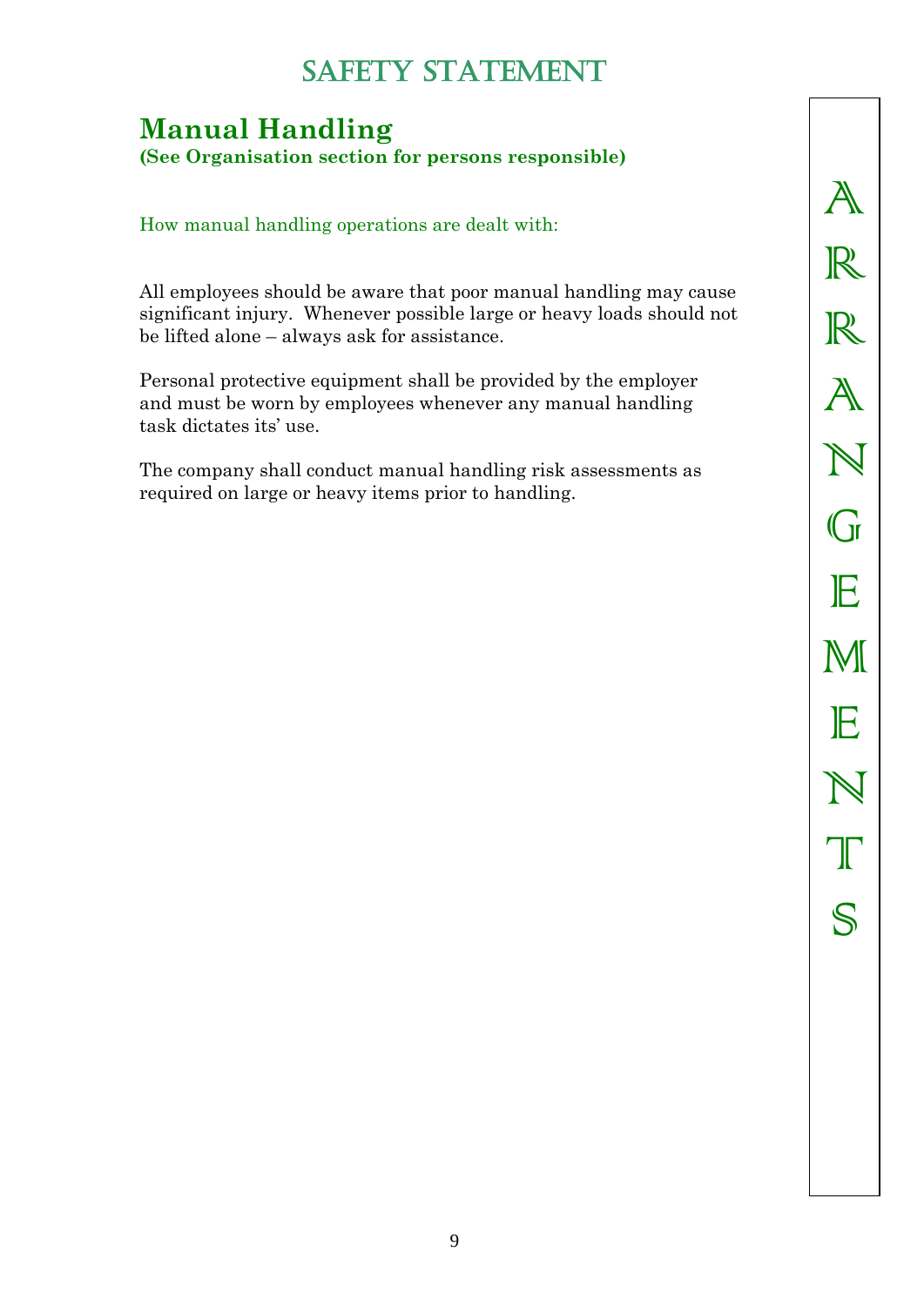# SAFETY STATEMENT

## Manual Handling

**(See Organisation section for persons responsible)**

How manual handling operations are dealt with:

All employees should be aware that poor manual handling may cause significant injury. Whenever possible large or heavy loads should not be lifted alone – always ask for assistance.

Personal protective equipment shall be provided by the employer and must be worn by employees whenever any manual handling task dictates its' use.

The company shall conduct manual handling risk assessments as required on large or heavy items prior to handling.

ARRANGEMENTS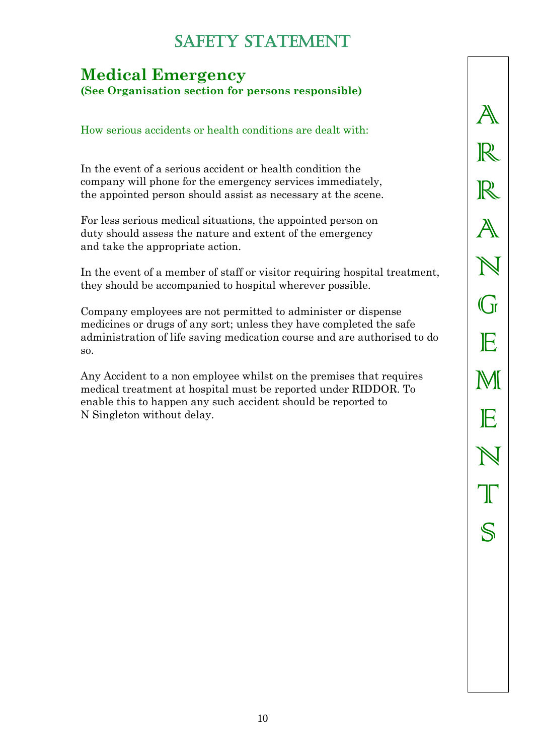# SAFETY STATEMENT

## Medical Emergency

**(See Organisation section for persons responsible)**

How serious accidents or health conditions are dealt with:

In the event of a serious accident or health condition the company will phone for the emergency services immediately, the appointed person should assist as necessary at the scene.

For less serious medical situations, the appointed person on duty should assess the nature and extent of the emergency and take the appropriate action.

In the event of a member of staff or visitor requiring hospital treatment, they should be accompanied to hospital wherever possible.

Company employees are not permitted to administer or dispense medicines or drugs of any sort; unless they have completed the safe administration of life saving medication course and are authorised to do so.

Any Accident to a non employee whilst on the premises that requires medical treatment at hospital must be reported under RIDDOR. To enable this to happen any such accident should be reported to N Singleton without delay.

ARRANGEMENTS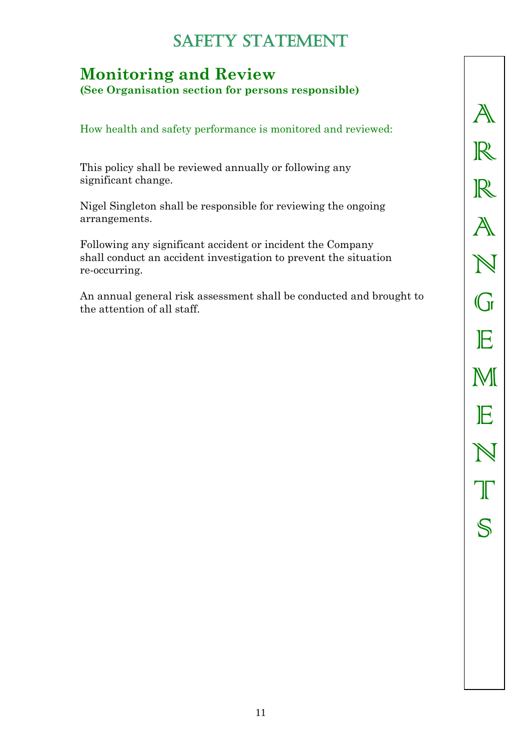# SAFETY STATEMENT

## Monitoring and Review

**(See Organisation section for persons responsible)**

How health and safety performance is monitored and reviewed:

This policy shall be reviewed annually or following any significant change.

Nigel Singleton shall be responsible for reviewing the ongoing arrangements.

Following any significant accident or incident the Company shall conduct an accident investigation to prevent the situation re-occurring.

An annual general risk assessment shall be conducted and brought to the attention of all staff.

ARRANGEMENTS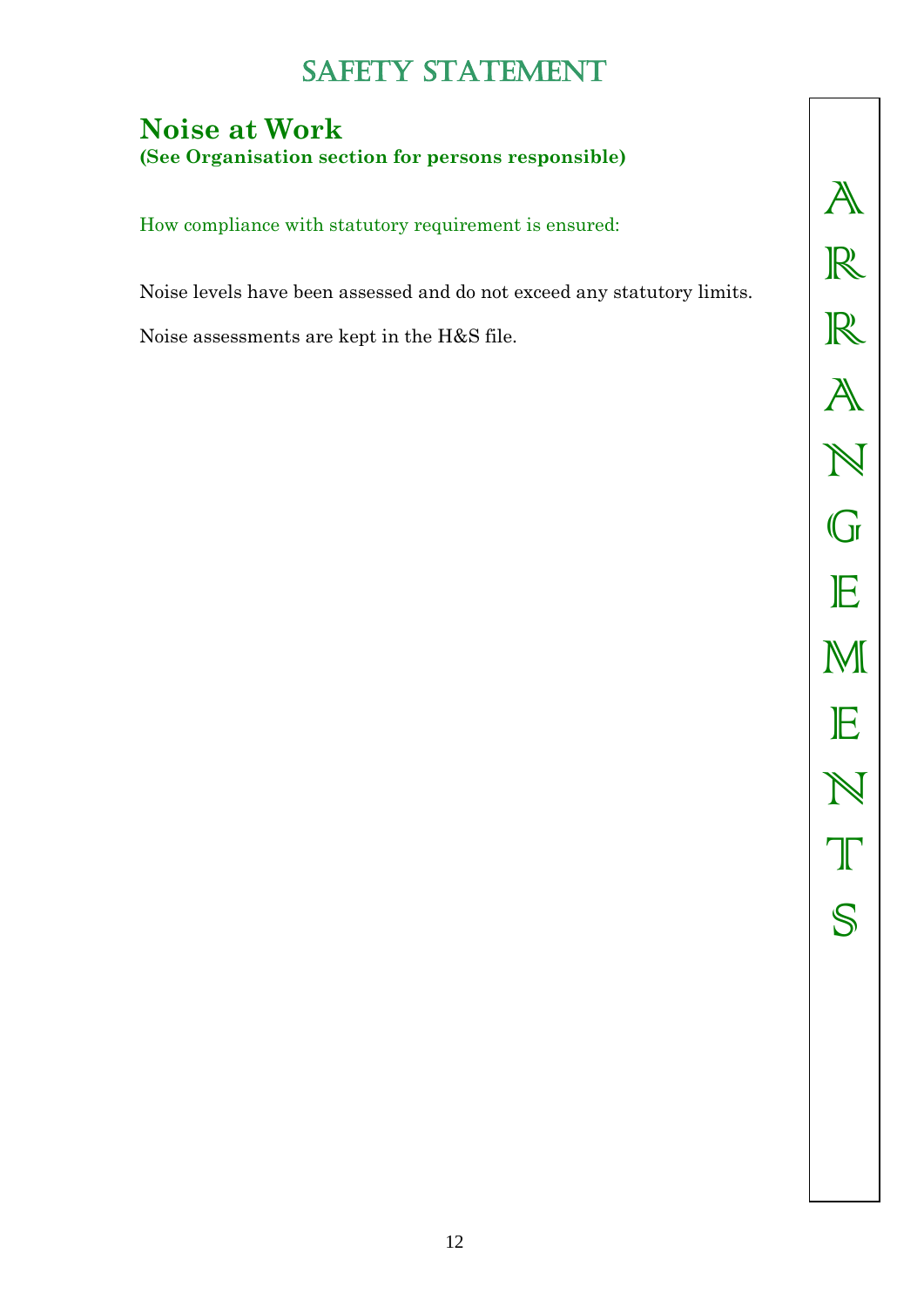# SAFETY STATEMENT

## Noise at Work

**(See Organisation section for persons responsible)**

How compliance with statutory requirement is ensured:

Noise levels have been assessed and do not exceed any statutory limits.

Noise assessments are kept in the H&S file.

ARRANGEMENTS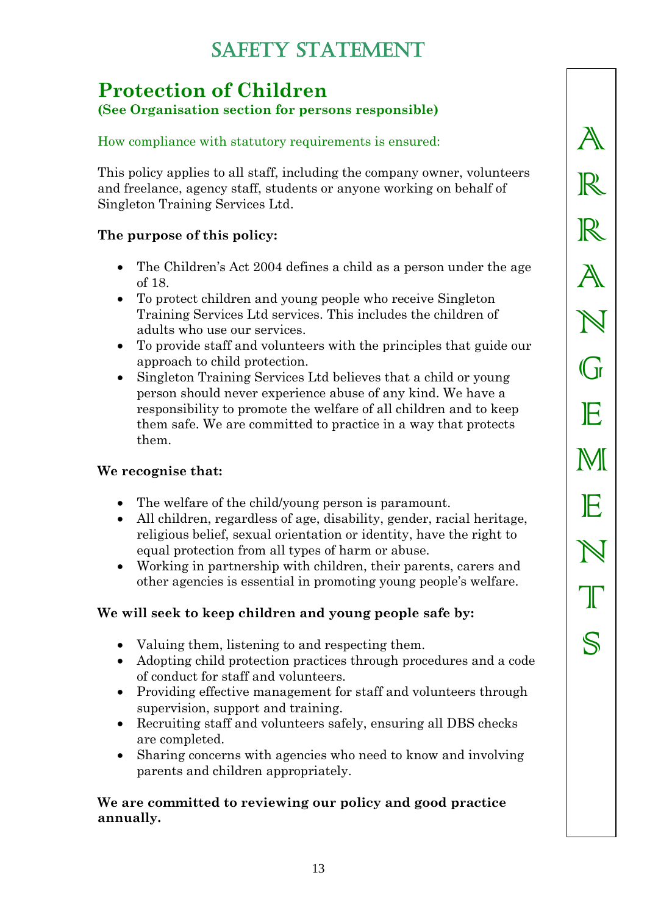# SAFETY STATEMENT

## Protection of Children

**(See Organisation section for persons responsible)**

How compliance with statutory requirements is ensured:

This policy applies to all staff, including the company owner, volunteers and freelance, agency staff, students or anyone working on behalf of Singleton Training Services Ltd.

**The purpose of this policy:**

- The Children's Act 2004 defines a child as a person under the age of 18.
- To protect children and young people who receive Singleton Training Services Ltd services. This includes the children of adults who use our services.
- To provide staff and volunteers with the principles that guide our approach to child protection.
- Singleton Training Services Ltd believes that a child or young person should never experience abuse of any kind. We have a responsibility to promote the welfare of all children and to keep them safe. We are committed to practice in a way that protects them.

**We recognise that:**

- The welfare of the child/young person is paramount.
- All children, regardless of age, disability, gender, racial heritage, religious belief, sexual orientation or identity, have the right to equal protection from all types of harm or abuse.
- Working in partnership with children, their parents, carers and other agencies is essential in promoting young people's welfare.

**We will seek to keep children and young people safe by:**

- Valuing them, listening to and respecting them.
- Adopting child protection practices through procedures and a code of conduct for staff and volunteers.
- Providing effective management for staff and volunteers through supervision, support and training.
- Recruiting staff and volunteers safely, ensuring all DBS checks are completed.
- Sharing concerns with agencies who need to know and involving parents and children appropriately.

**We are committed to reviewing our policy and good practice annually.**

ARRANGEMENTS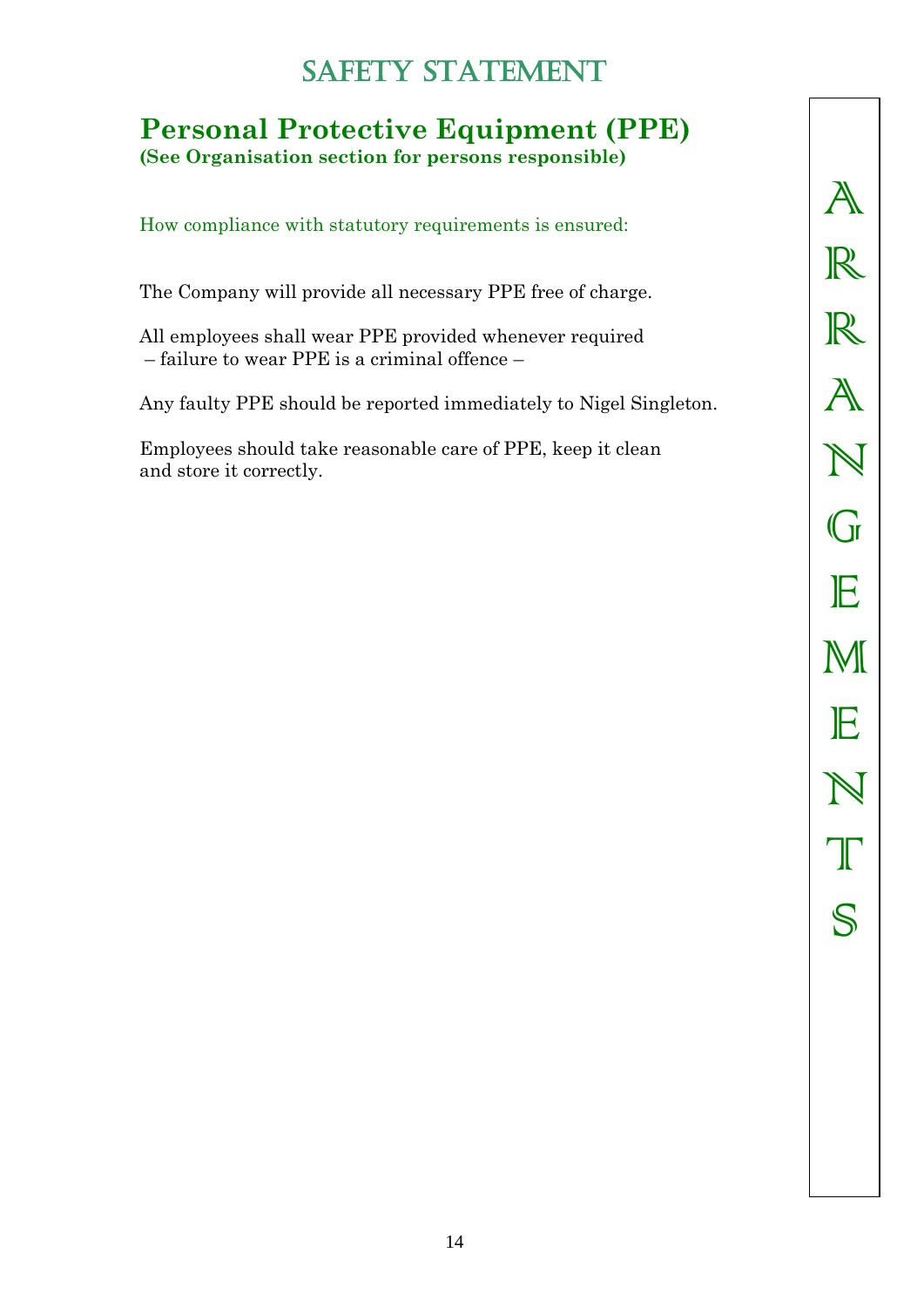# Safety Statement

## Personal Protective Equipment (PPE)

**(See Organisation section for persons responsible)**

How compliance with statutory requirements is ensured:

The Company will provide all necessary PPE free of charge.

All employees shall wear PPE provided whenever required
– failure to wear PPE is a criminal offence –

Any faulty PPE should be reported immediately to Nigel Singleton.

Employees should take reasonable care of PPE, keep it clean and store it correctly.

ARRANGEMENTS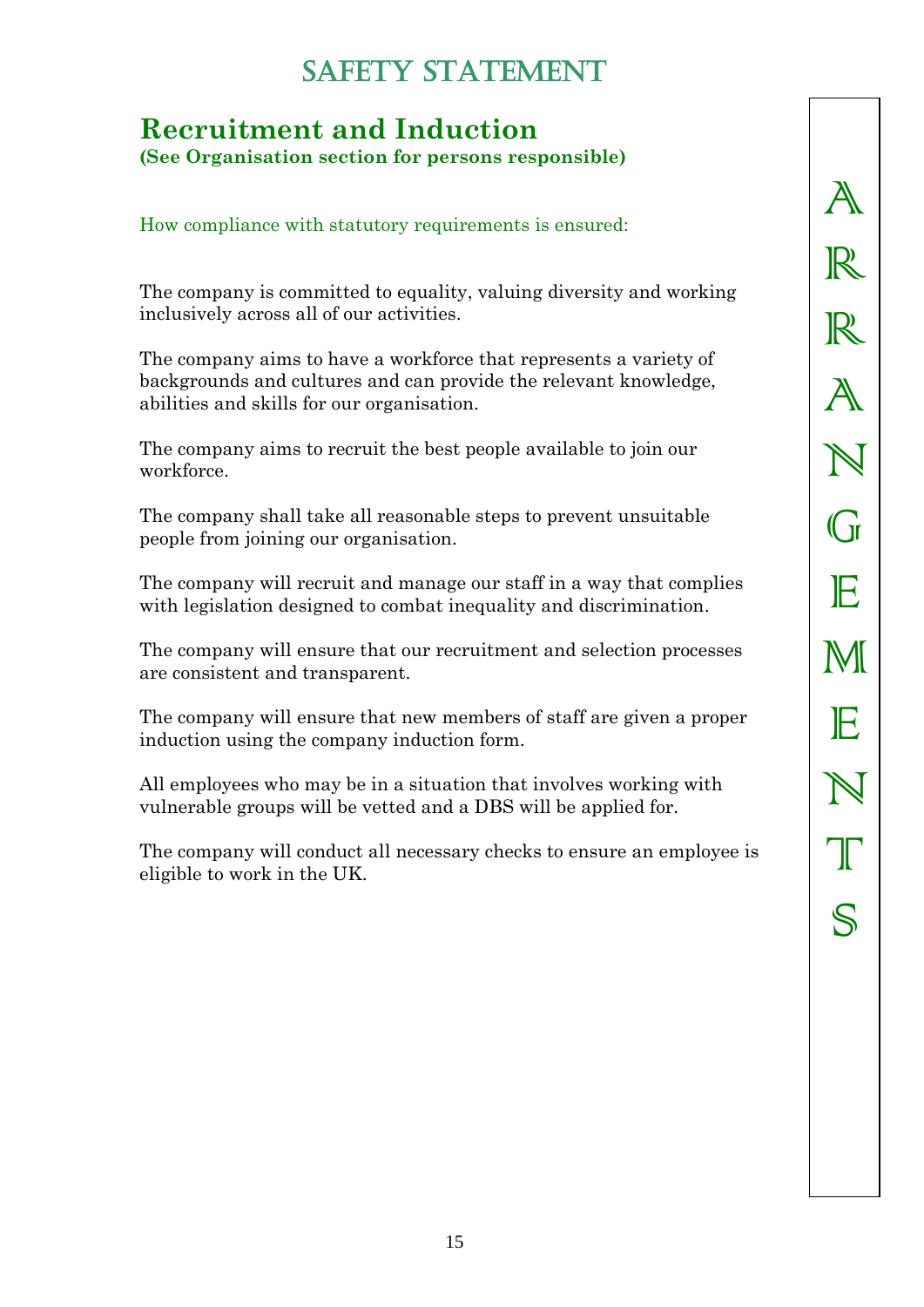# SAFETY STATEMENT

## Recruitment and Induction

**(See Organisation section for persons responsible)**

How compliance with statutory requirements is ensured:

The company is committed to equality, valuing diversity and working inclusively across all of our activities.

The company aims to have a workforce that represents a variety of backgrounds and cultures and can provide the relevant knowledge, abilities and skills for our organisation.

The company aims to recruit the best people available to join our workforce.

The company shall take all reasonable steps to prevent unsuitable people from joining our organisation.

The company will recruit and manage our staff in a way that complies with legislation designed to combat inequality and discrimination.

The company will ensure that our recruitment and selection processes are consistent and transparent.

The company will ensure that new members of staff are given a proper induction using the company induction form.

All employees who may be in a situation that involves working with vulnerable groups will be vetted and a DBS will be applied for.

The company will conduct all necessary checks to ensure an employee is eligible to work in the UK.

ARRANGEMENTS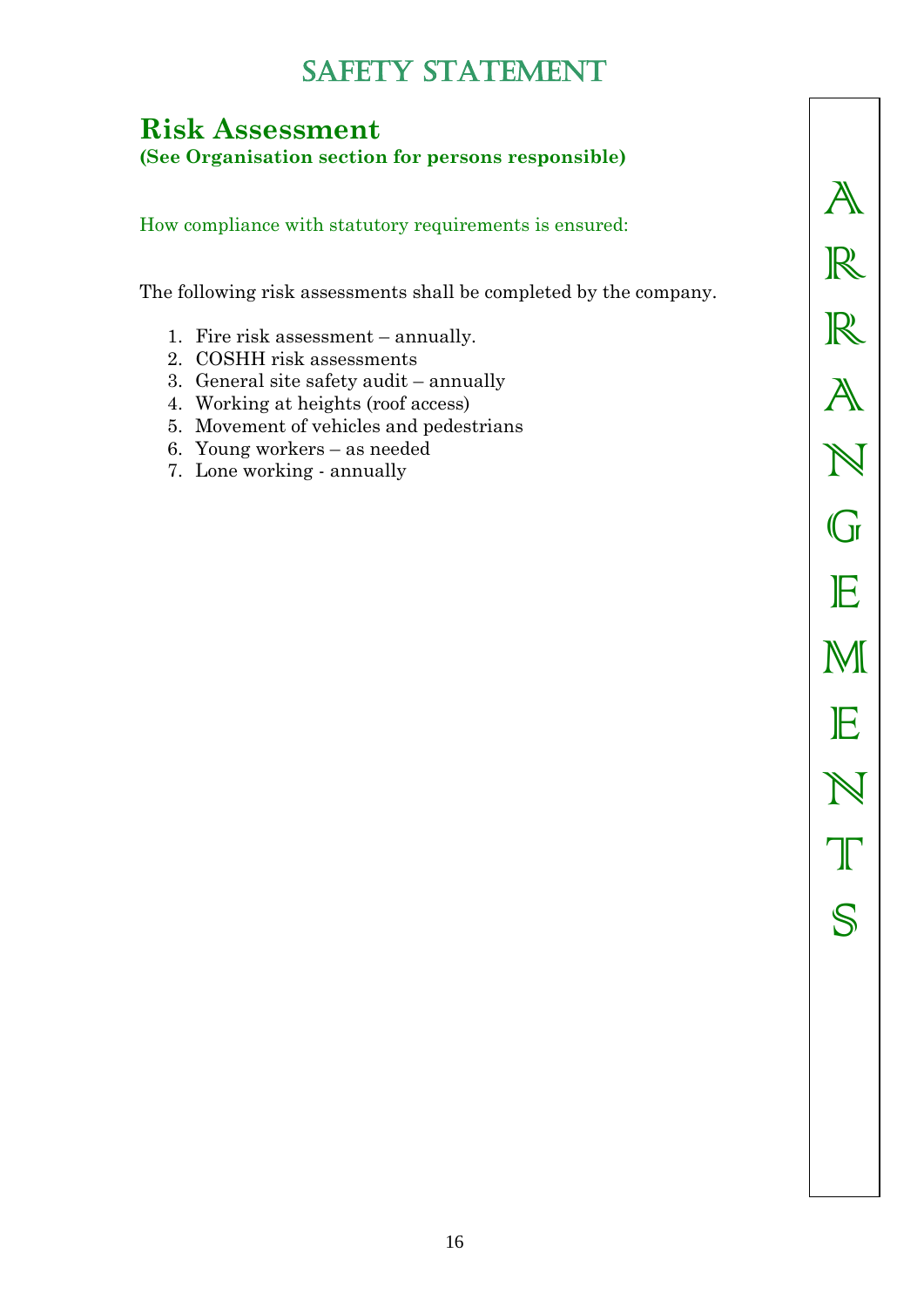# SAFETY STATEMENT

## Risk Assessment

**(See Organisation section for persons responsible)**

How compliance with statutory requirements is ensured:

The following risk assessments shall be completed by the company.

1. Fire risk assessment – annually.
2. COSHH risk assessments
3. General site safety audit – annually
4. Working at heights (roof access)
5. Movement of vehicles and pedestrians
6. Young workers – as needed
7. Lone working - annually

ARRANGEMENTS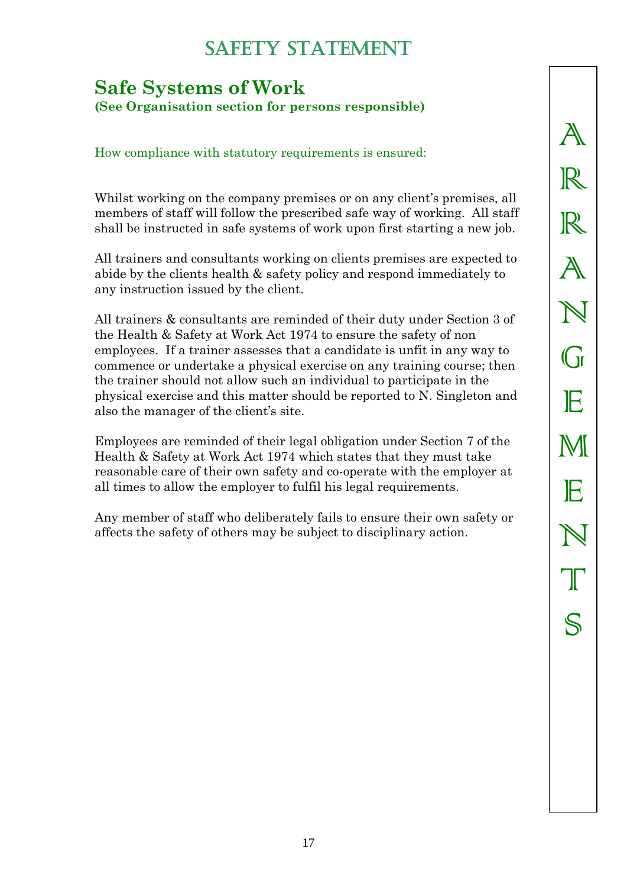# SAFETY STATEMENT

## Safe Systems of Work

**(See Organisation section for persons responsible)**

How compliance with statutory requirements is ensured:

Whilst working on the company premises or on any client's premises, all members of staff will follow the prescribed safe way of working. All staff shall be instructed in safe systems of work upon first starting a new job.

All trainers and consultants working on clients premises are expected to abide by the clients health & safety policy and respond immediately to any instruction issued by the client.

All trainers & consultants are reminded of their duty under Section 3 of the Health & Safety at Work Act 1974 to ensure the safety of non employees. If a trainer assesses that a candidate is unfit in any way to commence or undertake a physical exercise on any training course; then the trainer should not allow such an individual to participate in the physical exercise and this matter should be reported to N. Singleton and also the manager of the client's site.

Employees are reminded of their legal obligation under Section 7 of the Health & Safety at Work Act 1974 which states that they must take reasonable care of their own safety and co-operate with the employer at all times to allow the employer to fulfil his legal requirements.

Any member of staff who deliberately fails to ensure their own safety or affects the safety of others may be subject to disciplinary action.

ARRANGEMENTS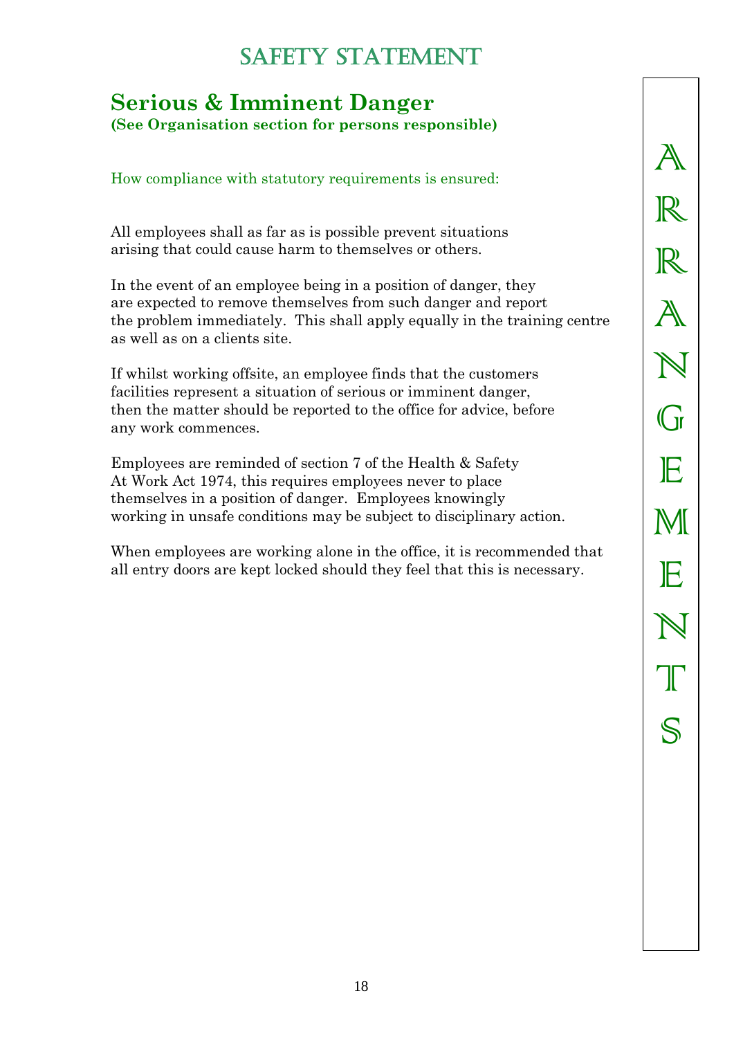# SAFETY STATEMENT

## Serious & Imminent Danger

**(See Organisation section for persons responsible)**

How compliance with statutory requirements is ensured:

All employees shall as far as is possible prevent situations arising that could cause harm to themselves or others.

In the event of an employee being in a position of danger, they are expected to remove themselves from such danger and report the problem immediately. This shall apply equally in the training centre as well as on a clients site.

If whilst working offsite, an employee finds that the customers facilities represent a situation of serious or imminent danger, then the matter should be reported to the office for advice, before any work commences.

Employees are reminded of section 7 of the Health & Safety At Work Act 1974, this requires employees never to place themselves in a position of danger. Employees knowingly working in unsafe conditions may be subject to disciplinary action.

When employees are working alone in the office, it is recommended that all entry doors are kept locked should they feel that this is necessary.

ARRANGEMENTS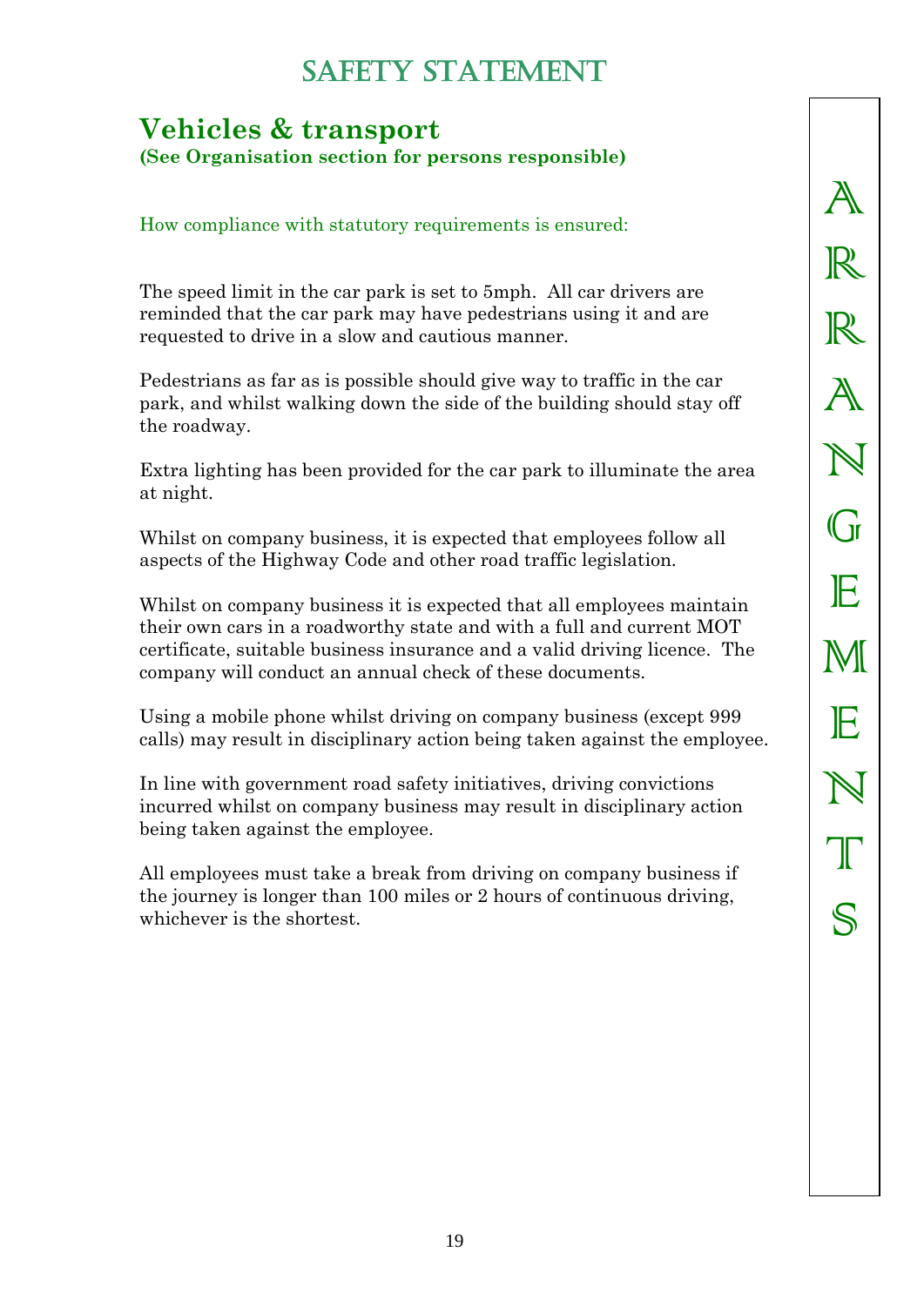# SAFETY STATEMENT

## Vehicles & transport

**(See Organisation section for persons responsible)**

How compliance with statutory requirements is ensured:

The speed limit in the car park is set to 5mph. All car drivers are reminded that the car park may have pedestrians using it and are requested to drive in a slow and cautious manner.

Pedestrians as far as is possible should give way to traffic in the car park, and whilst walking down the side of the building should stay off the roadway.

Extra lighting has been provided for the car park to illuminate the area at night.

Whilst on company business, it is expected that employees follow all aspects of the Highway Code and other road traffic legislation.

Whilst on company business it is expected that all employees maintain their own cars in a roadworthy state and with a full and current MOT certificate, suitable business insurance and a valid driving licence. The company will conduct an annual check of these documents.

Using a mobile phone whilst driving on company business (except 999 calls) may result in disciplinary action being taken against the employee.

In line with government road safety initiatives, driving convictions incurred whilst on company business may result in disciplinary action being taken against the employee.

All employees must take a break from driving on company business if the journey is longer than 100 miles or 2 hours of continuous driving, whichever is the shortest.

ARRANGEMENTS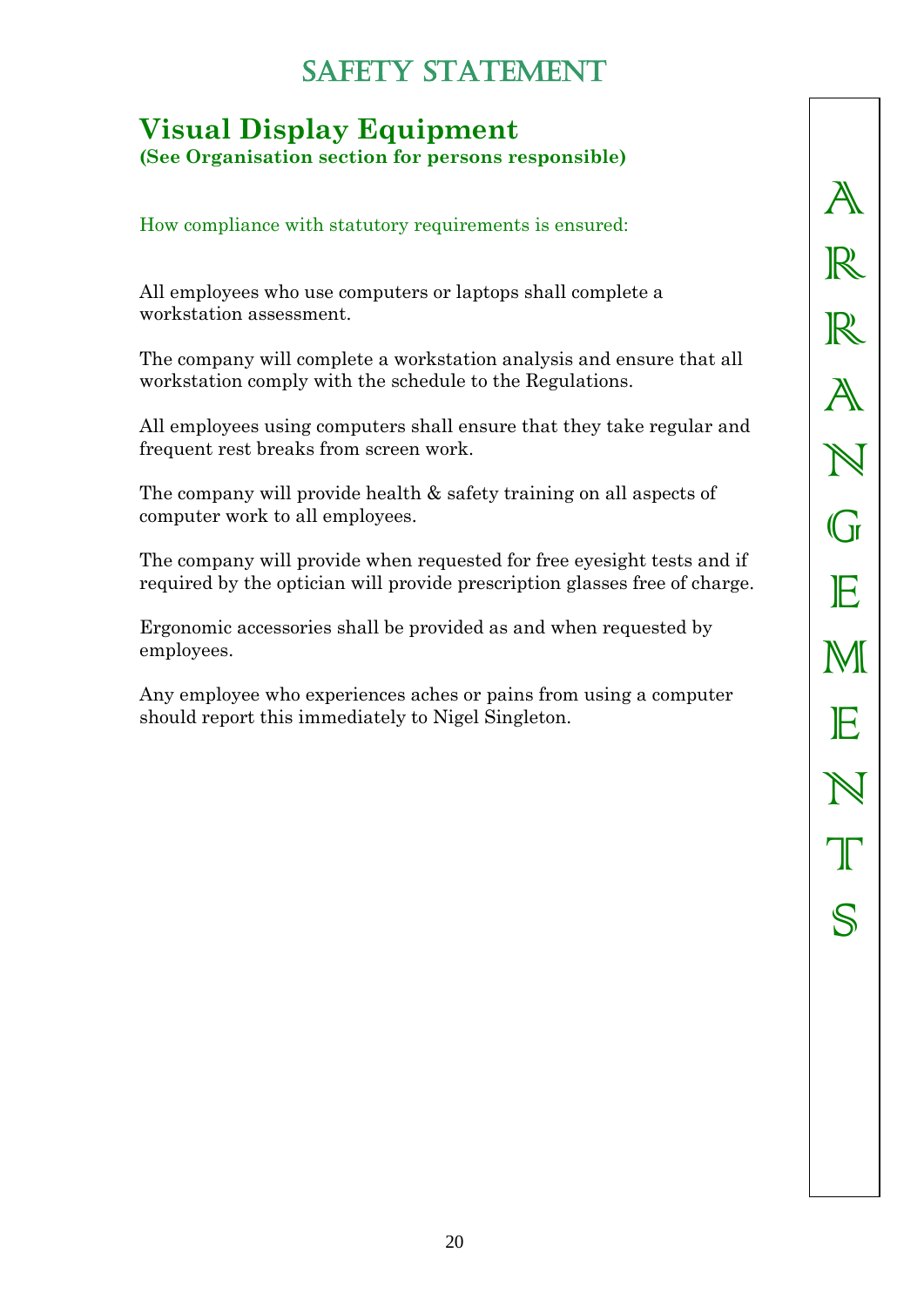# SAFETY STATEMENT

## Visual Display Equipment

**(See Organisation section for persons responsible)**

How compliance with statutory requirements is ensured:

All employees who use computers or laptops shall complete a workstation assessment.

The company will complete a workstation analysis and ensure that all workstation comply with the schedule to the Regulations.

All employees using computers shall ensure that they take regular and frequent rest breaks from screen work.

The company will provide health & safety training on all aspects of computer work to all employees.

The company will provide when requested for free eyesight tests and if required by the optician will provide prescription glasses free of charge.

Ergonomic accessories shall be provided as and when requested by employees.

Any employee who experiences aches or pains from using a computer should report this immediately to Nigel Singleton.

ARRANGEMENTS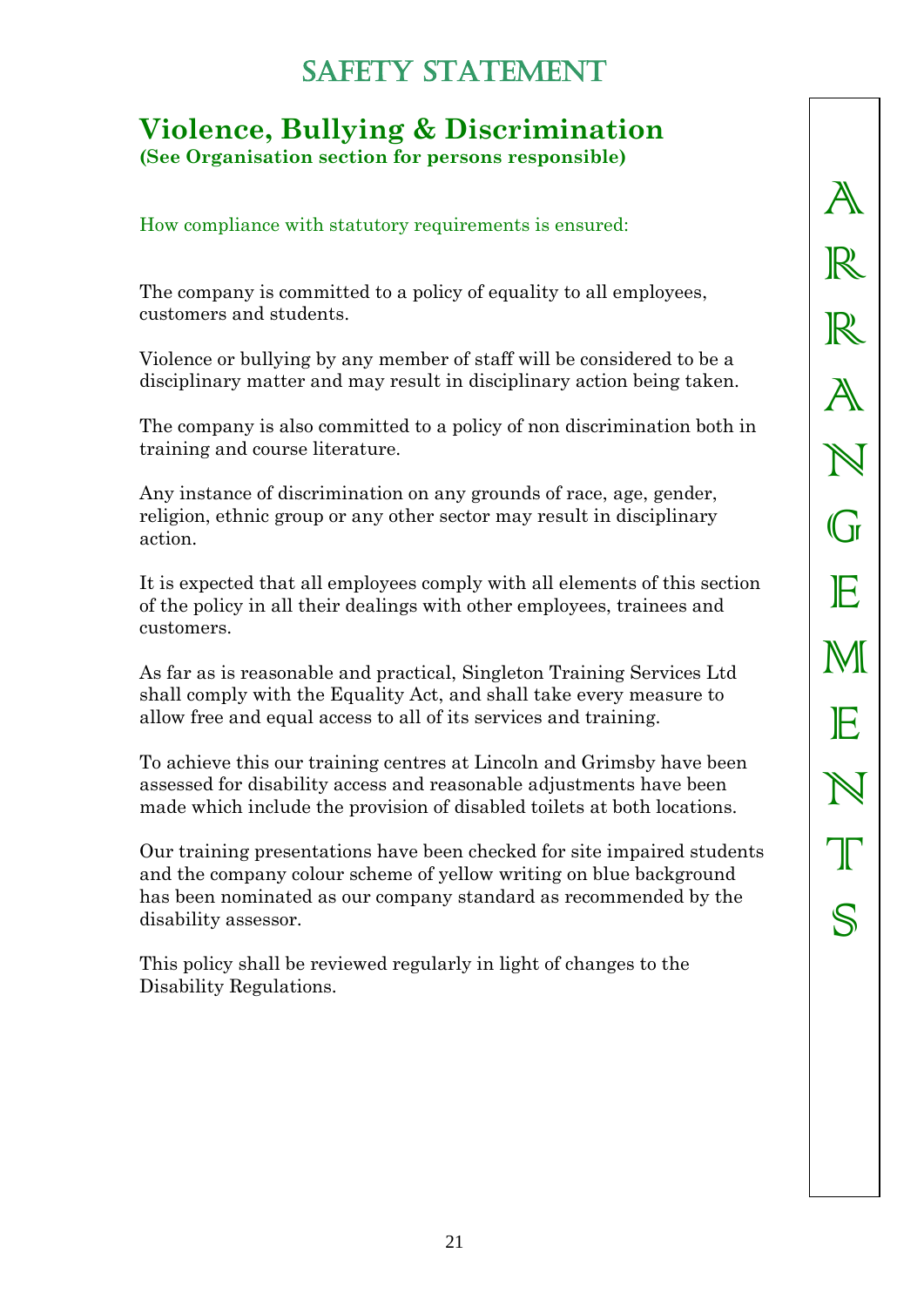# SAFETY STATEMENT

## Violence, Bullying & Discrimination

**(See Organisation section for persons responsible)**

How compliance with statutory requirements is ensured:

The company is committed to a policy of equality to all employees, customers and students.

Violence or bullying by any member of staff will be considered to be a disciplinary matter and may result in disciplinary action being taken.

The company is also committed to a policy of non discrimination both in training and course literature.

Any instance of discrimination on any grounds of race, age, gender, religion, ethnic group or any other sector may result in disciplinary action.

It is expected that all employees comply with all elements of this section of the policy in all their dealings with other employees, trainees and customers.

As far as is reasonable and practical, Singleton Training Services Ltd shall comply with the Equality Act, and shall take every measure to allow free and equal access to all of its services and training.

To achieve this our training centres at Lincoln and Grimsby have been assessed for disability access and reasonable adjustments have been made which include the provision of disabled toilets at both locations.

Our training presentations have been checked for site impaired students and the company colour scheme of yellow writing on blue background has been nominated as our company standard as recommended by the disability assessor.

This policy shall be reviewed regularly in light of changes to the Disability Regulations.

ARRANGEMENTS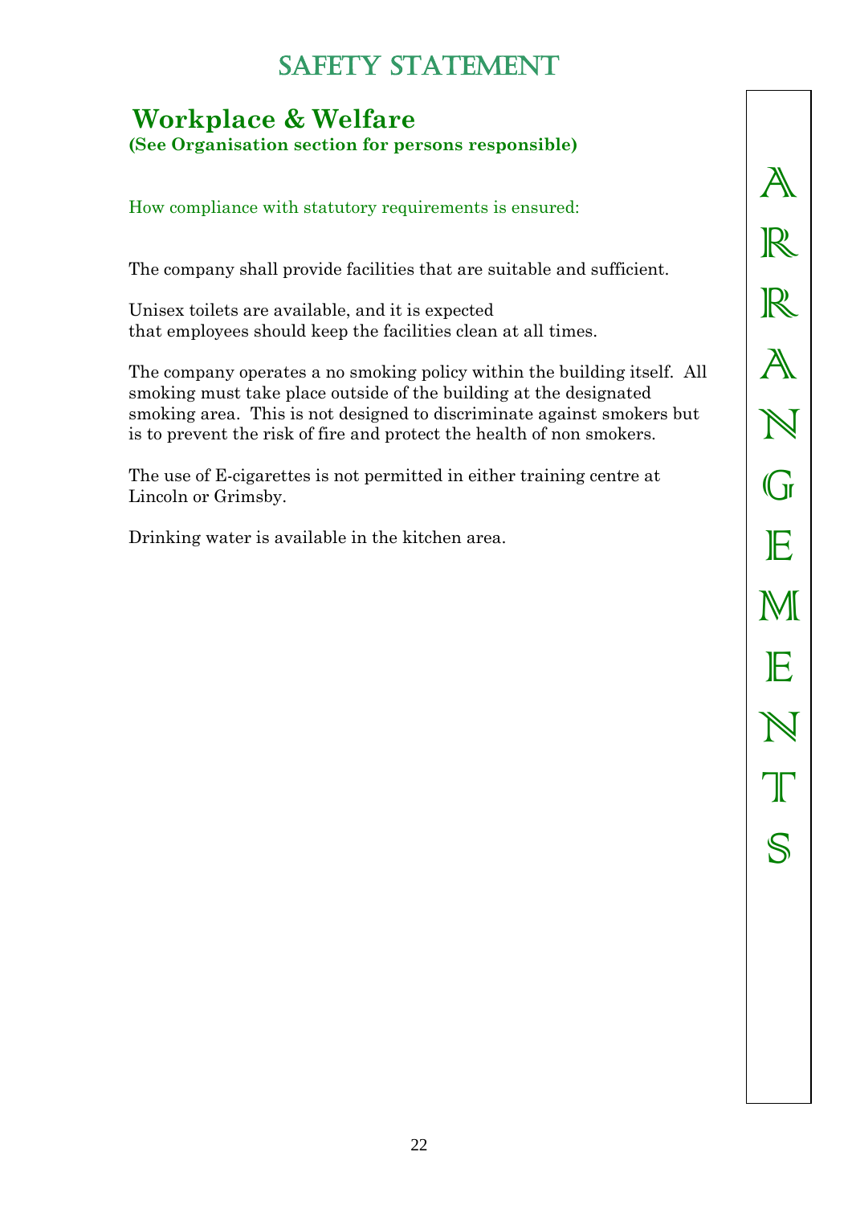# SAFETY STATEMENT

## Workplace & Welfare

**(See Organisation section for persons responsible)**

How compliance with statutory requirements is ensured:

The company shall provide facilities that are suitable and sufficient.

Unisex toilets are available, and it is expected that employees should keep the facilities clean at all times.

The company operates a no smoking policy within the building itself. All smoking must take place outside of the building at the designated smoking area. This is not designed to discriminate against smokers but is to prevent the risk of fire and protect the health of non smokers.

The use of E-cigarettes is not permitted in either training centre at Lincoln or Grimsby.

Drinking water is available in the kitchen area.

ARRANGEMENTS